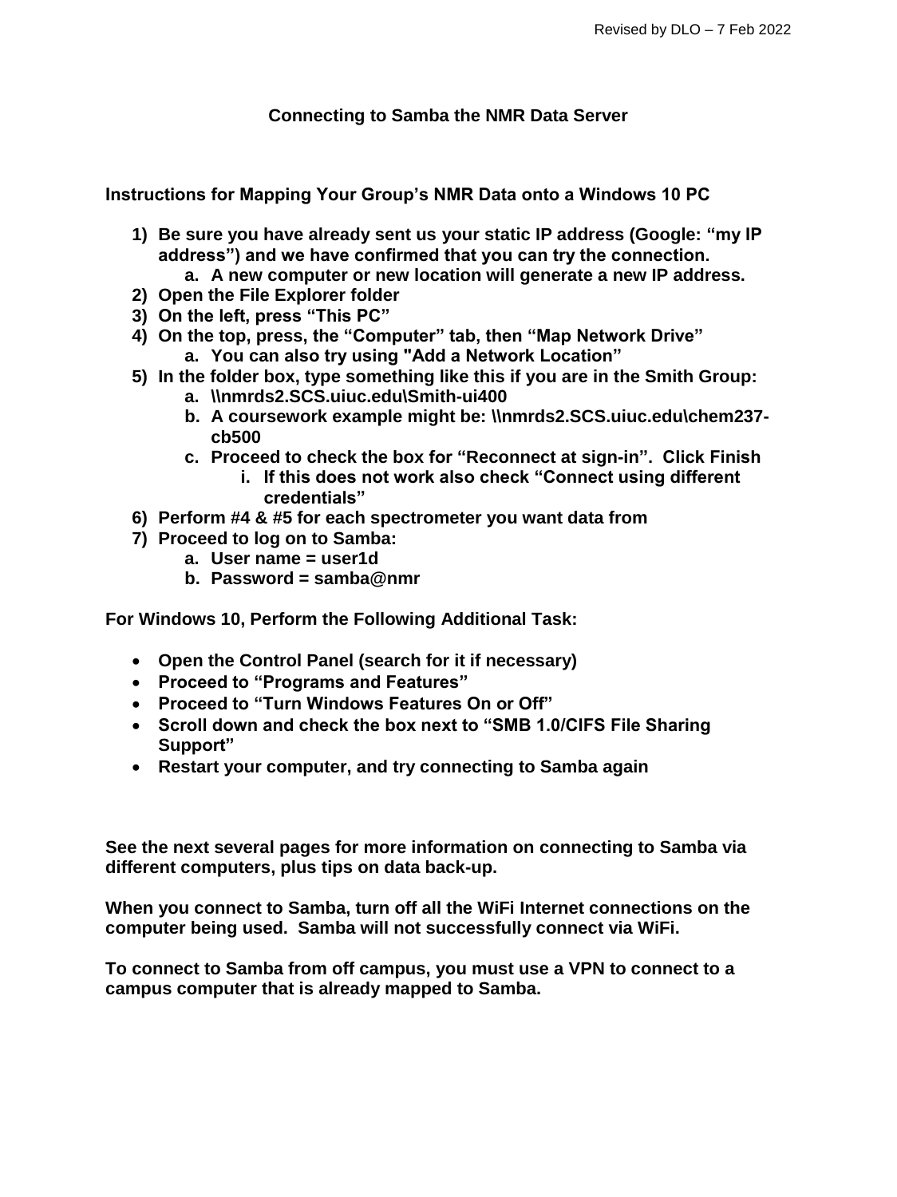Revised by DLO – 7 Feb 2022

# Connecting to Samba the NMR Data Server

## Instructions for Mapping Your Group's NMR Data onto a Windows 10 PC

1) **Be sure you have already sent us your static IP address (Google: "my IP address") and we have confirmed that you can try the connection.**
    a. **A new computer or new location will generate a new IP address.**
2) **Open the File Explorer folder**
3) **On the left, press "This PC"**
4) **On the top, press, the "Computer" tab, then "Map Network Drive"**
    a. **You can also try using "Add a Network Location"**
5) **In the folder box, type something like this if you are in the Smith Group:**
    a. **\\nmrds2.SCS.uiuc.edu\Smith-ui400**
    b. **A coursework example might be: \\nmrds2.SCS.uiuc.edu\chem237-cb500**
    c. **Proceed to check the box for "Reconnect at sign-in". Click Finish**
        i. **If this does not work also check "Connect using different credentials"**
6) **Perform #4 & #5 for each spectrometer you want data from**
7) **Proceed to log on to Samba:**
    a. **User name = user1d**
    b. **Password = samba@nmr**

**For Windows 10, Perform the Following Additional Task:**

- **Open the Control Panel (search for it if necessary)**
- **Proceed to "Programs and Features"**
- **Proceed to "Turn Windows Features On or Off"**
- **Scroll down and check the box next to "SMB 1.0/CIFS File Sharing Support"**
- **Restart your computer, and try connecting to Samba again**

**See the next several pages for more information on connecting to Samba via different computers, plus tips on data back-up.**

**When you connect to Samba, turn off all the WiFi Internet connections on the computer being used. Samba will not successfully connect via WiFi.**

**To connect to Samba from off campus, you must use a VPN to connect to a campus computer that is already mapped to Samba.**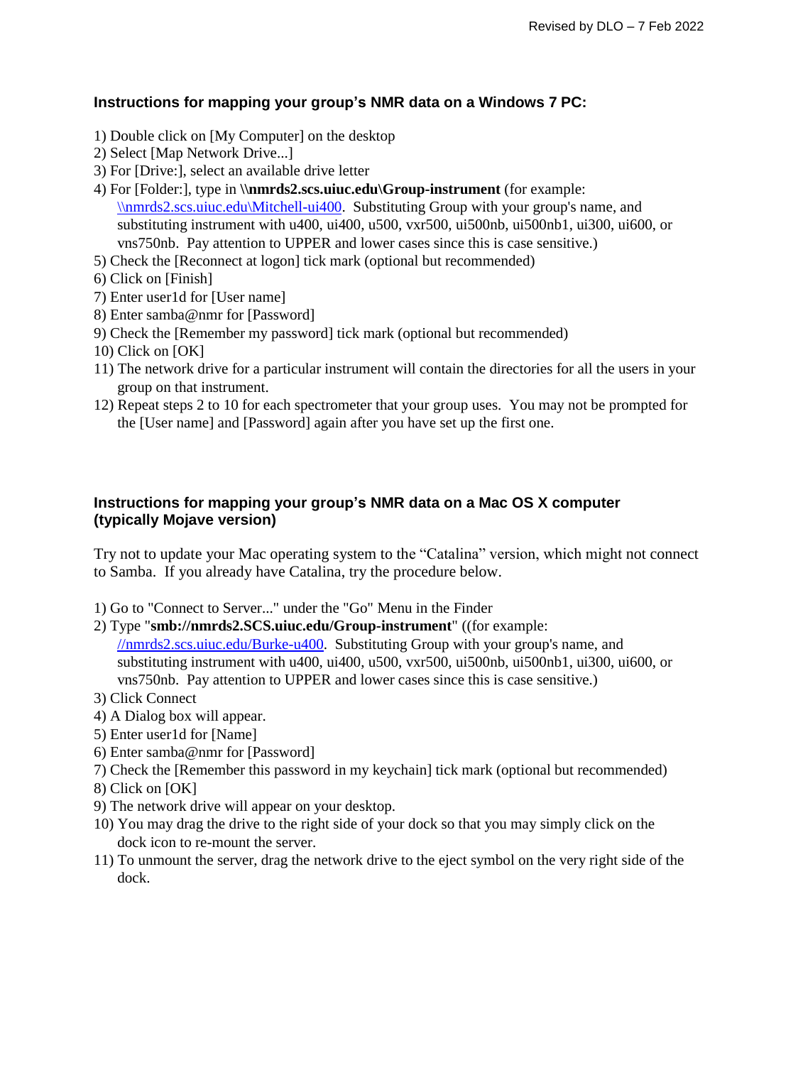### Instructions for mapping your group's NMR data on a Windows 7 PC:

1) Double click on [My Computer] on the desktop
2) Select [Map Network Drive...]
3) For [Drive:], select an available drive letter
4) For [Folder:], type in **\\nmrds2.scs.uiuc.edu\Group-instrument** (for example: \\nmrds2.scs.uiuc.edu\Mitchell-ui400. Substituting Group with your group's name, and substituting instrument with u400, ui400, u500, vxr500, ui500nb, ui500nb1, ui300, ui600, or vns750nb. Pay attention to UPPER and lower cases since this is case sensitive.)
5) Check the [Reconnect at logon] tick mark (optional but recommended)
6) Click on [Finish]
7) Enter user1d for [User name]
8) Enter samba@nmr for [Password]
9) Check the [Remember my password] tick mark (optional but recommended)
10) Click on [OK]
11) The network drive for a particular instrument will contain the directories for all the users in your group on that instrument.
12) Repeat steps 2 to 10 for each spectrometer that your group uses. You may not be prompted for the [User name] and [Password] again after you have set up the first one.

### Instructions for mapping your group's NMR data on a Mac OS X computer (typically Mojave version)

Try not to update your Mac operating system to the "Catalina" version, which might not connect to Samba. If you already have Catalina, try the procedure below.

1) Go to "Connect to Server..." under the "Go" Menu in the Finder
2) Type "**smb://nmrds2.SCS.uiuc.edu/Group-instrument**" ((for example: //nmrds2.scs.uiuc.edu/Burke-u400. Substituting Group with your group's name, and substituting instrument with u400, ui400, u500, vxr500, ui500nb, ui500nb1, ui300, ui600, or vns750nb. Pay attention to UPPER and lower cases since this is case sensitive.)
3) Click Connect
4) A Dialog box will appear.
5) Enter user1d for [Name]
6) Enter samba@nmr for [Password]
7) Check the [Remember this password in my keychain] tick mark (optional but recommended)
8) Click on [OK]
9) The network drive will appear on your desktop.
10) You may drag the drive to the right side of your dock so that you may simply click on the dock icon to re-mount the server.
11) To unmount the server, drag the network drive to the eject symbol on the very right side of the dock.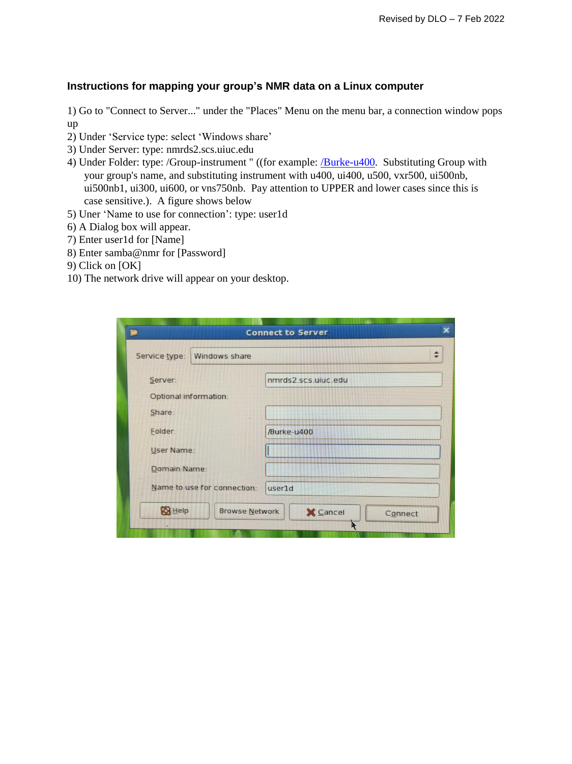Revised by DLO – 7 Feb 2022

### Instructions for mapping your group's NMR data on a Linux computer

1) Go to "Connect to Server..." under the "Places" Menu on the menu bar, a connection window pops up
2) Under 'Service type: select 'Windows share'
3) Under Server: type: nmrds2.scs.uiuc.edu
4) Under Folder: type: /Group-instrument " ((for example: /Burke-u400. Substituting Group with your group's name, and substituting instrument with u400, ui400, u500, vxr500, ui500nb, ui500nb1, ui300, ui600, or vns750nb. Pay attention to UPPER and lower cases since this is case sensitive.). A figure shows below
5) Uner 'Name to use for connection': type: user1d
6) A Dialog box will appear.
7) Enter user1d for [Name]
8) Enter samba@nmr for [Password]
9) Click on [OK]
10) The network drive will appear on your desktop.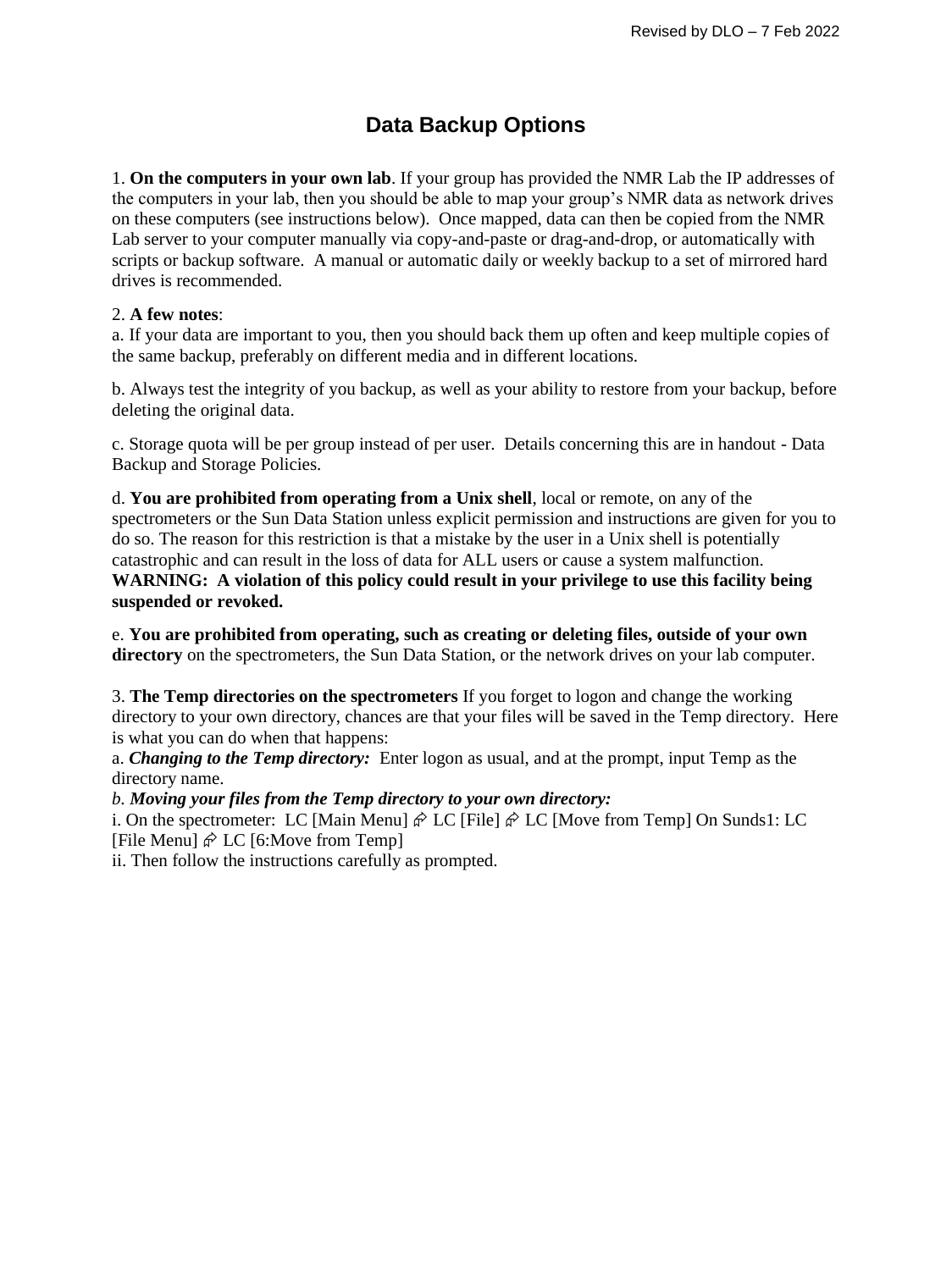# Data Backup Options

1. **On the computers in your own lab**. If your group has provided the NMR Lab the IP addresses of the computers in your lab, then you should be able to map your group's NMR data as network drives on these computers (see instructions below). Once mapped, data can then be copied from the NMR Lab server to your computer manually via copy-and-paste or drag-and-drop, or automatically with scripts or backup software. A manual or automatic daily or weekly backup to a set of mirrored hard drives is recommended.

2. **A few notes**:

a. If your data are important to you, then you should back them up often and keep multiple copies of the same backup, preferably on different media and in different locations.

b. Always test the integrity of you backup, as well as your ability to restore from your backup, before deleting the original data.

c. Storage quota will be per group instead of per user. Details concerning this are in handout - Data Backup and Storage Policies.

d. **You are prohibited from operating from a Unix shell**, local or remote, on any of the spectrometers or the Sun Data Station unless explicit permission and instructions are given for you to do so. The reason for this restriction is that a mistake by the user in a Unix shell is potentially catastrophic and can result in the loss of data for ALL users or cause a system malfunction. **WARNING: A violation of this policy could result in your privilege to use this facility being suspended or revoked.**

e. **You are prohibited from operating, such as creating or deleting files, outside of your own directory** on the spectrometers, the Sun Data Station, or the network drives on your lab computer.

3. **The Temp directories on the spectrometers** If you forget to logon and change the working directory to your own directory, chances are that your files will be saved in the Temp directory. Here is what you can do when that happens:

a. ***Changing to the Temp directory:*** Enter logon as usual, and at the prompt, input Temp as the directory name.

*b. **Moving your files from the Temp directory to your own directory:***

i. On the spectrometer: LC [Main Menu] ⇗ LC [File] ⇗ LC [Move from Temp] On Sunds1: LC [File Menu] ⇗ LC [6:Move from Temp]

ii. Then follow the instructions carefully as prompted.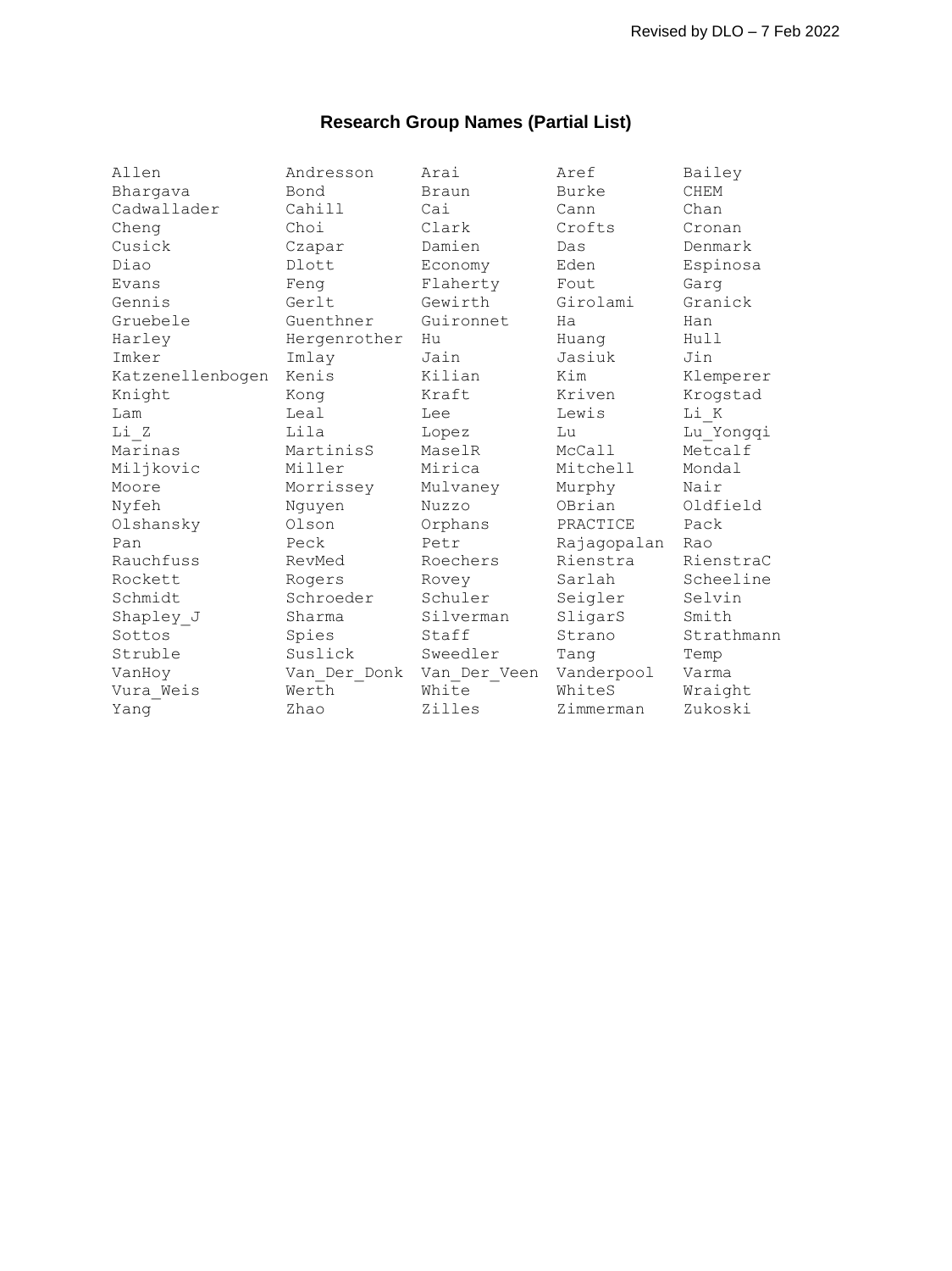### Research Group Names (Partial List)

| | | | | |
|---|---|---|---|---|
| Allen | Andresson | Arai | Aref | Bailey |
| Bhargava | Bond | Braun | Burke | CHEM |
| Cadwallader | Cahill | Cai | Cann | Chan |
| Cheng | Choi | Clark | Crofts | Cronan |
| Cusick | Czapar | Damien | Das | Denmark |
| Diao | Dlott | Economy | Eden | Espinosa |
| Evans | Feng | Flaherty | Fout | Garg |
| Gennis | Gerlt | Gewirth | Girolami | Granick |
| Gruebele | Guenthner | Guironnet | Ha | Han |
| Harley | Hergenrother | Hu | Huang | Hull |
| Imker | Imlay | Jain | Jasiuk | Jin |
| Katzenellenbogen | Kenis | Kilian | Kim | Klemperer |
| Knight | Kong | Kraft | Kriven | Krogstad |
| Lam | Leal | Lee | Lewis | Li_K |
| Li_Z | Lila | Lopez | Lu | Lu_Yongqi |
| Marinas | MartinisS | MaselR | McCall | Metcalf |
| Miljkovic | Miller | Mirica | Mitchell | Mondal |
| Moore | Morrissey | Mulvaney | Murphy | Nair |
| Nyfeh | Nguyen | Nuzzo | OBrian | Oldfield |
| Olshansky | Olson | Orphans | PRACTICE | Pack |
| Pan | Peck | Petr | Rajagopalan | Rao |
| Rauchfuss | RevMed | Roechers | Rienstra | RienstraC |
| Rockett | Rogers | Rovey | Sarlah | Scheeline |
| Schmidt | Schroeder | Schuler | Seigler | Selvin |
| Shapley_J | Sharma | Silverman | SligarS | Smith |
| Sottos | Spies | Staff | Strano | Strathmann |
| Struble | Suslick | Sweedler | Tang | Temp |
| VanHoy | Van_Der_Donk | Van_Der_Veen | Vanderpool | Varma |
| Vura_Weis | Werth | White | WhiteS | Wraight |
| Yang | Zhao | Zilles | Zimmerman | Zukoski |